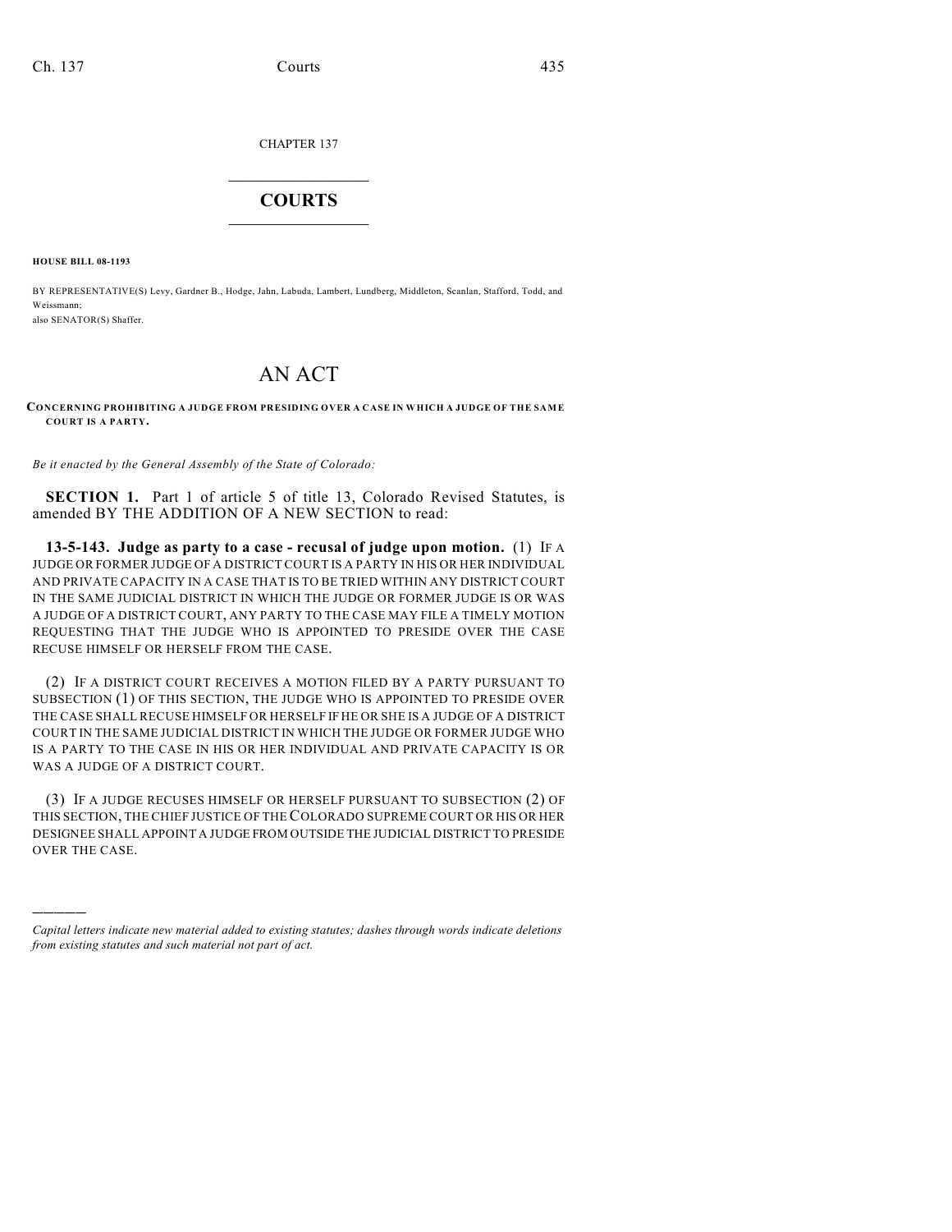CHAPTER 137

# COURTS

**HOUSE BILL 08-1193**

BY REPRESENTATIVE(S) Levy, Gardner B., Hodge, Jahn, Labuda, Lambert, Lundberg, Middleton, Scanlan, Stafford, Todd, and Weissmann;
also SENATOR(S) Shaffer.

# AN ACT

**CONCERNING PROHIBITING A JUDGE FROM PRESIDING OVER A CASE IN WHICH A JUDGE OF THE SAME COURT IS A PARTY.**

*Be it enacted by the General Assembly of the State of Colorado:*

**SECTION 1.** Part 1 of article 5 of title 13, Colorado Revised Statutes, is amended BY THE ADDITION OF A NEW SECTION to read:

**13-5-143. Judge as party to a case - recusal of judge upon motion.** (1) IF A JUDGE OR FORMER JUDGE OF A DISTRICT COURT IS A PARTY IN HIS OR HER INDIVIDUAL AND PRIVATE CAPACITY IN A CASE THAT IS TO BE TRIED WITHIN ANY DISTRICT COURT IN THE SAME JUDICIAL DISTRICT IN WHICH THE JUDGE OR FORMER JUDGE IS OR WAS A JUDGE OF A DISTRICT COURT, ANY PARTY TO THE CASE MAY FILE A TIMELY MOTION REQUESTING THAT THE JUDGE WHO IS APPOINTED TO PRESIDE OVER THE CASE RECUSE HIMSELF OR HERSELF FROM THE CASE.

(2) IF A DISTRICT COURT RECEIVES A MOTION FILED BY A PARTY PURSUANT TO SUBSECTION (1) OF THIS SECTION, THE JUDGE WHO IS APPOINTED TO PRESIDE OVER THE CASE SHALL RECUSE HIMSELF OR HERSELF IF HE OR SHE IS A JUDGE OF A DISTRICT COURT IN THE SAME JUDICIAL DISTRICT IN WHICH THE JUDGE OR FORMER JUDGE WHO IS A PARTY TO THE CASE IN HIS OR HER INDIVIDUAL AND PRIVATE CAPACITY IS OR WAS A JUDGE OF A DISTRICT COURT.

(3) IF A JUDGE RECUSES HIMSELF OR HERSELF PURSUANT TO SUBSECTION (2) OF THIS SECTION, THE CHIEF JUSTICE OF THE COLORADO SUPREME COURT OR HIS OR HER DESIGNEE SHALL APPOINT A JUDGE FROM OUTSIDE THE JUDICIAL DISTRICT TO PRESIDE OVER THE CASE.

---

*Capital letters indicate new material added to existing statutes; dashes through words indicate deletions from existing statutes and such material not part of act.*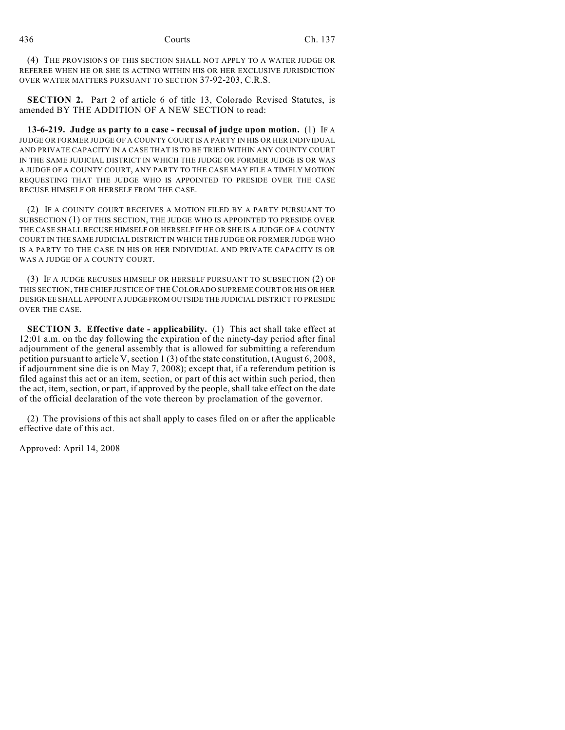(4) THE PROVISIONS OF THIS SECTION SHALL NOT APPLY TO A WATER JUDGE OR REFEREE WHEN HE OR SHE IS ACTING WITHIN HIS OR HER EXCLUSIVE JURISDICTION OVER WATER MATTERS PURSUANT TO SECTION 37-92-203, C.R.S.

**SECTION 2.** Part 2 of article 6 of title 13, Colorado Revised Statutes, is amended BY THE ADDITION OF A NEW SECTION to read:

**13-6-219. Judge as party to a case - recusal of judge upon motion.** (1) IF A JUDGE OR FORMER JUDGE OF A COUNTY COURT IS A PARTY IN HIS OR HER INDIVIDUAL AND PRIVATE CAPACITY IN A CASE THAT IS TO BE TRIED WITHIN ANY COUNTY COURT IN THE SAME JUDICIAL DISTRICT IN WHICH THE JUDGE OR FORMER JUDGE IS OR WAS A JUDGE OF A COUNTY COURT, ANY PARTY TO THE CASE MAY FILE A TIMELY MOTION REQUESTING THAT THE JUDGE WHO IS APPOINTED TO PRESIDE OVER THE CASE RECUSE HIMSELF OR HERSELF FROM THE CASE.

(2) IF A COUNTY COURT RECEIVES A MOTION FILED BY A PARTY PURSUANT TO SUBSECTION (1) OF THIS SECTION, THE JUDGE WHO IS APPOINTED TO PRESIDE OVER THE CASE SHALL RECUSE HIMSELF OR HERSELF IF HE OR SHE IS A JUDGE OF A COUNTY COURT IN THE SAME JUDICIAL DISTRICT IN WHICH THE JUDGE OR FORMER JUDGE WHO IS A PARTY TO THE CASE IN HIS OR HER INDIVIDUAL AND PRIVATE CAPACITY IS OR WAS A JUDGE OF A COUNTY COURT.

(3) IF A JUDGE RECUSES HIMSELF OR HERSELF PURSUANT TO SUBSECTION (2) OF THIS SECTION, THE CHIEF JUSTICE OF THE COLORADO SUPREME COURT OR HIS OR HER DESIGNEE SHALL APPOINT A JUDGE FROM OUTSIDE THE JUDICIAL DISTRICT TO PRESIDE OVER THE CASE.

**SECTION 3. Effective date - applicability.** (1) This act shall take effect at 12:01 a.m. on the day following the expiration of the ninety-day period after final adjournment of the general assembly that is allowed for submitting a referendum petition pursuant to article V, section 1 (3) of the state constitution, (August 6, 2008, if adjournment sine die is on May 7, 2008); except that, if a referendum petition is filed against this act or an item, section, or part of this act within such period, then the act, item, section, or part, if approved by the people, shall take effect on the date of the official declaration of the vote thereon by proclamation of the governor.

(2) The provisions of this act shall apply to cases filed on or after the applicable effective date of this act.

Approved: April 14, 2008